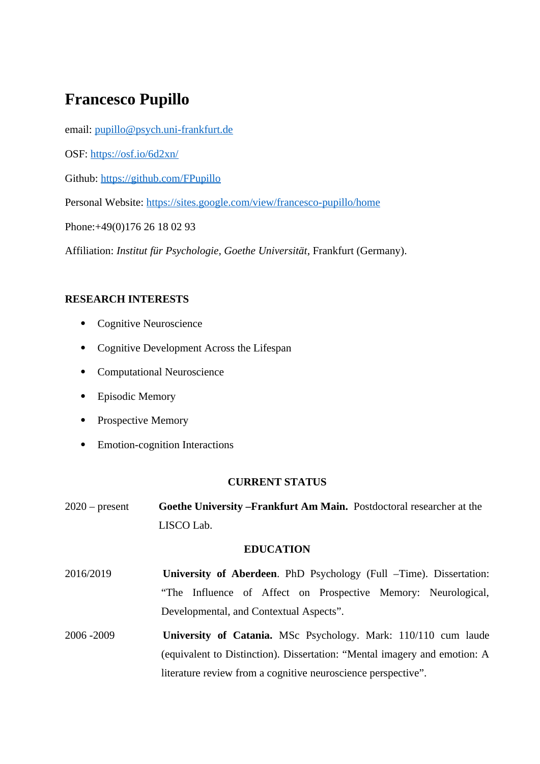# Francesco Pupillo

email: pupillo@psych.uni-frankfurt.de

OSF: https://osf.io/6d2xn/

Github: https://github.com/FPupillo

Personal Website: https://sites.google.com/view/francesco-pupillo/home

Phone:+49(0)176 26 18 02 93

Affiliation: *Institut für Psychologie, Goethe Universität*, Frankfurt (Germany).

## RESEARCH INTERESTS

- Cognitive Neuroscience
- Cognitive Development Across the Lifespan
- Computational Neuroscience
- Episodic Memory
- Prospective Memory
- Emotion-cognition Interactions

## CURRENT STATUS

2020 – present **Goethe University –Frankfurt Am Main.** Postdoctoral researcher at the LISCO Lab.

## EDUCATION

2016/2019 **University of Aberdeen**. PhD Psychology (Full –Time). Dissertation: "The Influence of Affect on Prospective Memory: Neurological, Developmental, and Contextual Aspects".

2006 -2009 **University of Catania.** MSc Psychology. Mark: 110/110 cum laude (equivalent to Distinction). Dissertation: "Mental imagery and emotion: A literature review from a cognitive neuroscience perspective".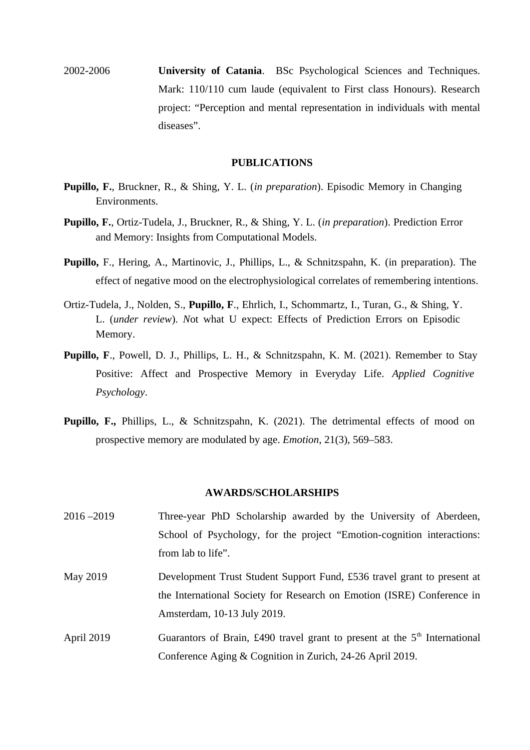2002-2006 **University of Catania**. BSc Psychological Sciences and Techniques. Mark: 110/110 cum laude (equivalent to First class Honours). Research project: "Perception and mental representation in individuals with mental diseases".

## PUBLICATIONS

**Pupillo, F.**, Bruckner, R., & Shing, Y. L. (*in preparation*). Episodic Memory in Changing Environments.

**Pupillo, F.**, Ortiz-Tudela, J., Bruckner, R., & Shing, Y. L. (*in preparation*). Prediction Error and Memory: Insights from Computational Models.

**Pupillo,** F., Hering, A., Martinovic, J., Phillips, L., & Schnitzspahn, K. (in preparation). The effect of negative mood on the electrophysiological correlates of remembering intentions.

Ortiz-Tudela, J., Nolden, S., **Pupillo, F**., Ehrlich, I., Schommartz, I., Turan, G., & Shing, Y. L. (*under review*). *N*ot what U expect: Effects of Prediction Errors on Episodic Memory.

**Pupillo, F**., Powell, D. J., Phillips, L. H., & Schnitzspahn, K. M. (2021). Remember to Stay Positive: Affect and Prospective Memory in Everyday Life. *Applied Cognitive Psychology*.

**Pupillo, F.,** Phillips, L., & Schnitzspahn, K. (2021). The detrimental effects of mood on prospective memory are modulated by age. *Emotion*, 21(3), 569–583.

## AWARDS/SCHOLARSHIPS

2016 –2019 Three-year PhD Scholarship awarded by the University of Aberdeen, School of Psychology, for the project "Emotion-cognition interactions: from lab to life".

May 2019 Development Trust Student Support Fund, £536 travel grant to present at the International Society for Research on Emotion (ISRE) Conference in Amsterdam, 10-13 July 2019.

April 2019 Guarantors of Brain, £490 travel grant to present at the 5th International Conference Aging & Cognition in Zurich, 24-26 April 2019.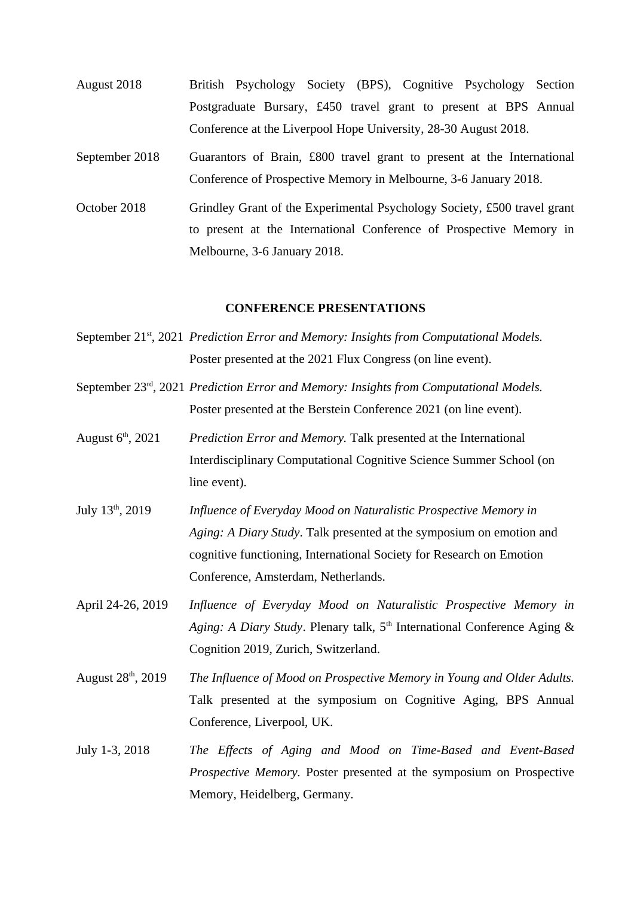August 2018 British Psychology Society (BPS), Cognitive Psychology Section Postgraduate Bursary, £450 travel grant to present at BPS Annual Conference at the Liverpool Hope University, 28-30 August 2018.

September 2018 Guarantors of Brain, £800 travel grant to present at the International Conference of Prospective Memory in Melbourne, 3-6 January 2018.

October 2018 Grindley Grant of the Experimental Psychology Society, £500 travel grant to present at the International Conference of Prospective Memory in Melbourne, 3-6 January 2018.

## CONFERENCE PRESENTATIONS

September 21st, 2021 *Prediction Error and Memory: Insights from Computational Models.* Poster presented at the 2021 Flux Congress (on line event).

September 23rd, 2021 *Prediction Error and Memory: Insights from Computational Models.* Poster presented at the Berstein Conference 2021 (on line event).

August 6th, 2021 *Prediction Error and Memory.* Talk presented at the International Interdisciplinary Computational Cognitive Science Summer School (on line event).

July 13th, 2019 *Influence of Everyday Mood on Naturalistic Prospective Memory in Aging: A Diary Study*. Talk presented at the symposium on emotion and cognitive functioning, International Society for Research on Emotion Conference, Amsterdam, Netherlands.

April 24-26, 2019 *Influence of Everyday Mood on Naturalistic Prospective Memory in Aging: A Diary Study*. Plenary talk, 5th International Conference Aging & Cognition 2019, Zurich, Switzerland.

August 28th, 2019 *The Influence of Mood on Prospective Memory in Young and Older Adults.* Talk presented at the symposium on Cognitive Aging, BPS Annual Conference, Liverpool, UK.

July 1-3, 2018 *The Effects of Aging and Mood on Time-Based and Event-Based Prospective Memory.* Poster presented at the symposium on Prospective Memory, Heidelberg, Germany.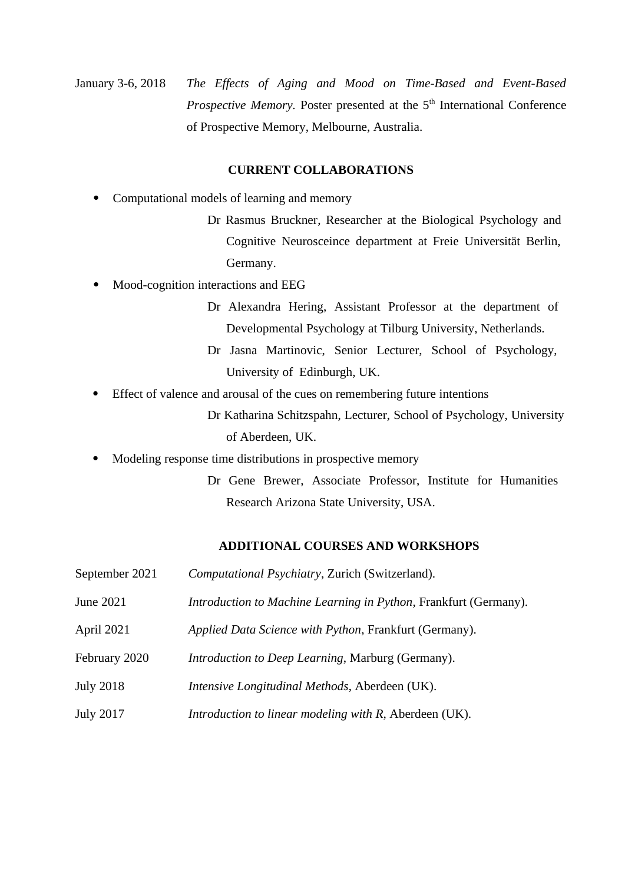January 3-6, 2018 *The Effects of Aging and Mood on Time-Based and Event-Based Prospective Memory.* Poster presented at the 5th International Conference of Prospective Memory, Melbourne, Australia.

## CURRENT COLLABORATIONS

- Computational models of learning and memory
  - Dr Rasmus Bruckner, Researcher at the Biological Psychology and Cognitive Neurosceince department at Freie Universität Berlin, Germany.
- Mood-cognition interactions and EEG
  - Dr Alexandra Hering, Assistant Professor at the department of Developmental Psychology at Tilburg University, Netherlands.
  - Dr Jasna Martinovic, Senior Lecturer, School of Psychology, University of Edinburgh, UK.
- Effect of valence and arousal of the cues on remembering future intentions
  - Dr Katharina Schitzspahn, Lecturer, School of Psychology, University of Aberdeen, UK.
- Modeling response time distributions in prospective memory
  - Dr Gene Brewer, Associate Professor, Institute for Humanities Research Arizona State University, USA.

## ADDITIONAL COURSES AND WORKSHOPS

September 2021 *Computational Psychiatry*, Zurich (Switzerland).

June 2021 *Introduction to Machine Learning in Python*, Frankfurt (Germany).

April 2021 *Applied Data Science with Python*, Frankfurt (Germany).

February 2020 *Introduction to Deep Learning*, Marburg (Germany).

July 2018 *Intensive Longitudinal Methods*, Aberdeen (UK).

July 2017 *Introduction to linear modeling with R,* Aberdeen (UK).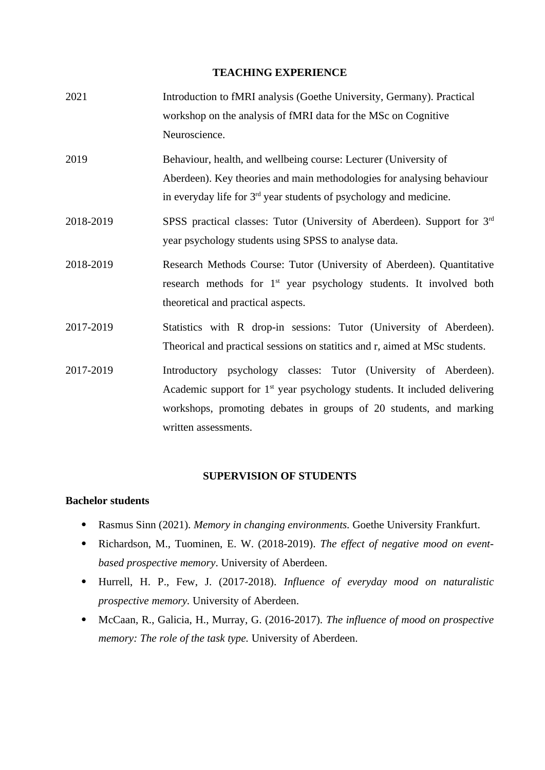## TEACHING EXPERIENCE

| | |
|---|---|
| 2021 | Introduction to fMRI analysis (Goethe University, Germany). Practical workshop on the analysis of fMRI data for the MSc on Cognitive Neuroscience. |
| 2019 | Behaviour, health, and wellbeing course: Lecturer (University of Aberdeen). Key theories and main methodologies for analysing behaviour in everyday life for 3rd year students of psychology and medicine. |
| 2018-2019 | SPSS practical classes: Tutor (University of Aberdeen). Support for 3rd year psychology students using SPSS to analyse data. |
| 2018-2019 | Research Methods Course: Tutor (University of Aberdeen). Quantitative research methods for 1st year psychology students. It involved both theoretical and practical aspects. |
| 2017-2019 | Statistics with R drop-in sessions: Tutor (University of Aberdeen). Theorical and practical sessions on statitics and r, aimed at MSc students. |
| 2017-2019 | Introductory psychology classes: Tutor (University of Aberdeen). Academic support for 1st year psychology students. It included delivering workshops, promoting debates in groups of 20 students, and marking written assessments. |

## SUPERVISION OF STUDENTS

**Bachelor students**

- Rasmus Sinn (2021). *Memory in changing environments.* Goethe University Frankfurt.
- Richardson, M., Tuominen, E. W. (2018-2019). *The effect of negative mood on event-based prospective memory*. University of Aberdeen.
- Hurrell, H. P., Few, J. (2017-2018). *Influence of everyday mood on naturalistic prospective memory.* University of Aberdeen.
- McCaan, R., Galicia, H., Murray, G. (2016-2017). *The influence of mood on prospective memory: The role of the task type.* University of Aberdeen.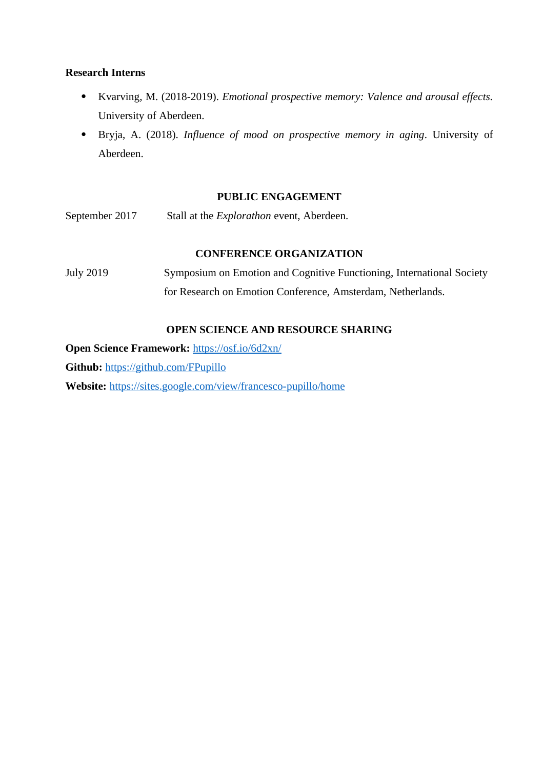**Research Interns**

- Kvarving, M. (2018-2019). *Emotional prospective memory: Valence and arousal effects.* University of Aberdeen.
- Bryja, A. (2018). *Influence of mood on prospective memory in aging*. University of Aberdeen.

## PUBLIC ENGAGEMENT

September 2017 Stall at the *Explorathon* event, Aberdeen.

## CONFERENCE ORGANIZATION

July 2019 Symposium on Emotion and Cognitive Functioning, International Society for Research on Emotion Conference, Amsterdam, Netherlands.

## OPEN SCIENCE AND RESOURCE SHARING

**Open Science Framework:** https://osf.io/6d2xn/

**Github:** https://github.com/FPupillo

**Website:** https://sites.google.com/view/francesco-pupillo/home